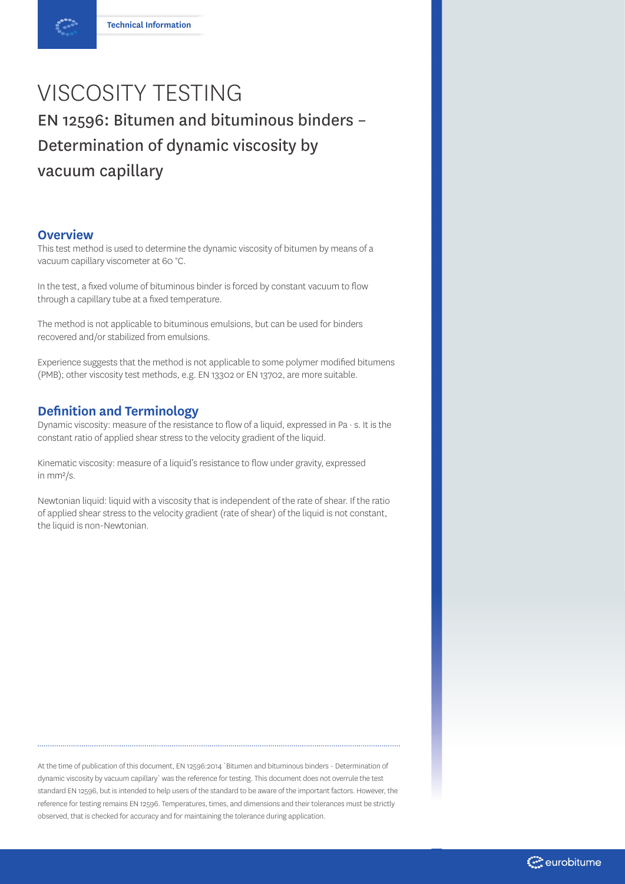Technical Information

# VISCOSITY TESTING

## EN 12596: Bitumen and bituminous binders – Determination of dynamic viscosity by vacuum capillary

### Overview

This test method is used to determine the dynamic viscosity of bitumen by means of a vacuum capillary viscometer at 60 °C.

In the test, a fixed volume of bituminous binder is forced by constant vacuum to flow through a capillary tube at a fixed temperature.

The method is not applicable to bituminous emulsions, but can be used for binders recovered and/or stabilized from emulsions.

Experience suggests that the method is not applicable to some polymer modified bitumens (PMB); other viscosity test methods, e.g. EN 13302 or EN 13702, are more suitable.

### Definition and Terminology

Dynamic viscosity: measure of the resistance to flow of a liquid, expressed in Pa · s. It is the constant ratio of applied shear stress to the velocity gradient of the liquid.

Kinematic viscosity: measure of a liquid's resistance to flow under gravity, expressed in $mm^2/s$.

Newtonian liquid: liquid with a viscosity that is independent of the rate of shear. If the ratio of applied shear stress to the velocity gradient (rate of shear) of the liquid is not constant, the liquid is non-Newtonian.

---

At the time of publication of this document, EN 12596:2014 'Bitumen and bituminous binders - Determination of dynamic viscosity by vacuum capillary' was the reference for testing. This document does not overrule the test standard EN 12596, but is intended to help users of the standard to be aware of the important factors. However, the reference for testing remains EN 12596. Temperatures, times, and dimensions and their tolerances must be strictly observed, that is checked for accuracy and for maintaining the tolerance during application.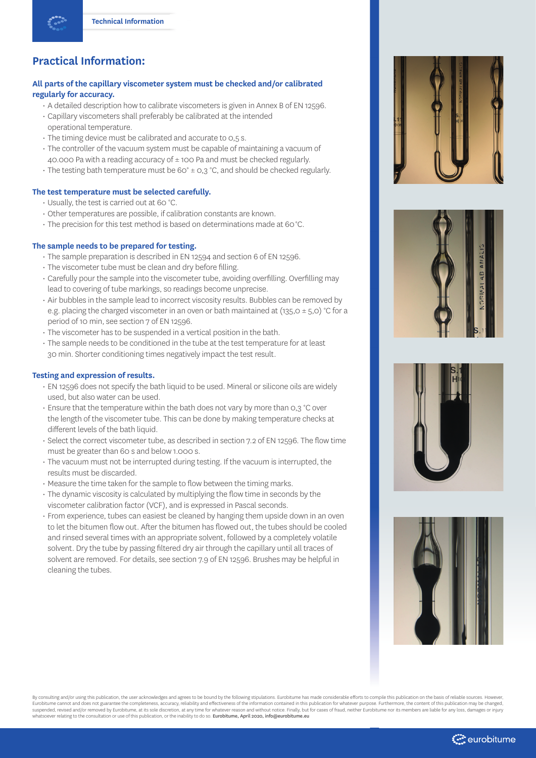# Practical Information:

**All parts of the capillary viscometer system must be checked and/or calibrated regularly for accuracy.**

- A detailed description how to calibrate viscometers is given in Annex B of EN 12596.
- Capillary viscometers shall preferably be calibrated at the intended operational temperature.
- The timing device must be calibrated and accurate to 0,5 s.
- The controller of the vacuum system must be capable of maintaining a vacuum of 40.000 Pa with a reading accuracy of ± 100 Pa and must be checked regularly.
- The testing bath temperature must be 60° ± 0,3 °C, and should be checked regularly.

**The test temperature must be selected carefully.**

- Usually, the test is carried out at 60 °C.
- Other temperatures are possible, if calibration constants are known.
- The precision for this test method is based on determinations made at 60 °C.

**The sample needs to be prepared for testing.**

- The sample preparation is described in EN 12594 and section 6 of EN 12596.
- The viscometer tube must be clean and dry before filling.
- Carefully pour the sample into the viscometer tube, avoiding overfilling. Overfilling may lead to covering of tube markings, so readings become unprecise.
- Air bubbles in the sample lead to incorrect viscosity results. Bubbles can be removed by e.g. placing the charged viscometer in an oven or bath maintained at (135,0 ± 5,0) °C for a period of 10 min, see section 7 of EN 12596.
- The viscometer has to be suspended in a vertical position in the bath.
- The sample needs to be conditioned in the tube at the test temperature for at least 30 min. Shorter conditioning times negatively impact the test result.

**Testing and expression of results.**

- EN 12596 does not specify the bath liquid to be used. Mineral or silicone oils are widely used, but also water can be used.
- Ensure that the temperature within the bath does not vary by more than 0,3 °C over the length of the viscometer tube. This can be done by making temperature checks at different levels of the bath liquid.
- Select the correct viscometer tube, as described in section 7.2 of EN 12596. The flow time must be greater than 60 s and below 1.000 s.
- The vacuum must not be interrupted during testing. If the vacuum is interrupted, the results must be discarded.
- Measure the time taken for the sample to flow between the timing marks.
- The dynamic viscosity is calculated by multiplying the flow time in seconds by the viscometer calibration factor (VCF), and is expressed in Pascal seconds.
- From experience, tubes can easiest be cleaned by hanging them upside down in an oven to let the bitumen flow out. After the bitumen has flowed out, the tubes should be cooled and rinsed several times with an appropriate solvent, followed by a completely volatile solvent. Dry the tube by passing filtered dry air through the capillary until all traces of solvent are removed. For details, see section 7.9 of EN 12596. Brushes may be helpful in cleaning the tubes.

By consulting and/or using this publication, the user acknowledges and agrees to be bound by the following stipulations. Eurobitume has made considerable efforts to compile this publication on the basis of reliable sources. However, Eurobitume cannot and does not guarantee the completeness, accuracy, reliability and effectiveness of the information contained in this publication for whatever purpose. Furthermore, the content of this publication may be changed, suspended, revised and/or removed by Eurobitume, at its sole discretion, at any time for whatever reason and without notice. Finally, but for cases of fraud, neither Eurobitume nor its members are liable for any loss, damages or injury whatsoever relating to the consultation or use of this publication, or the inability to do so. **Eurobitume, April 2020, info@eurobitume.eu**